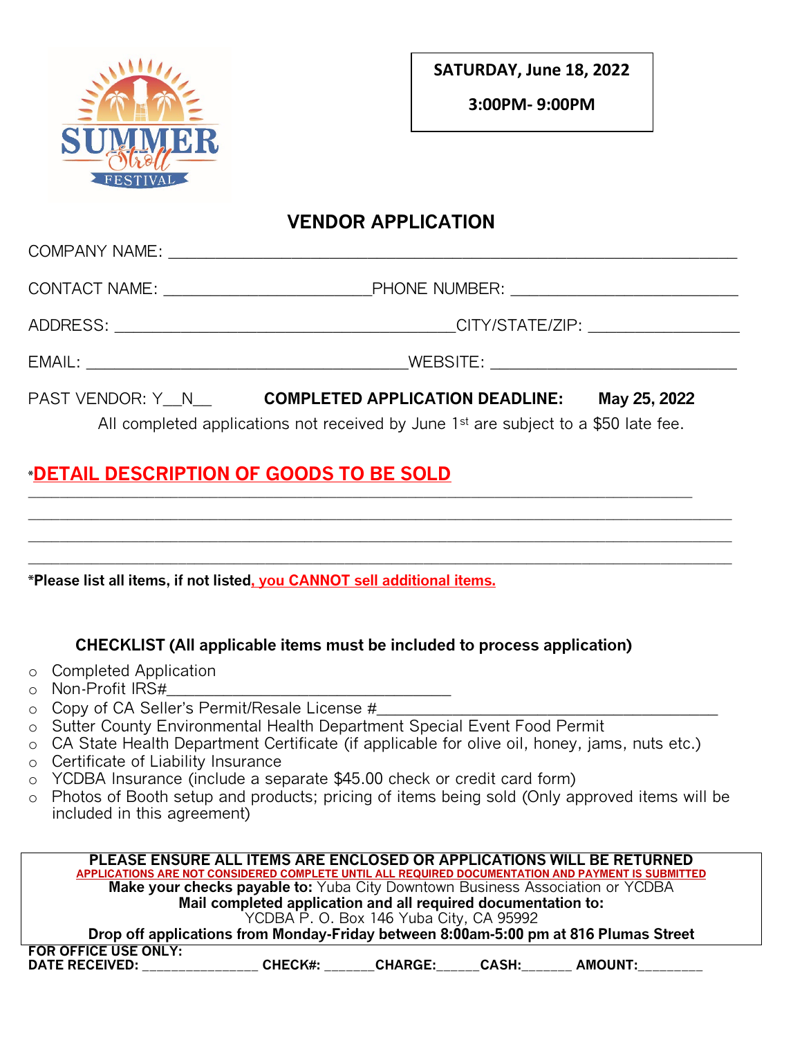SUMMER Stroll FESTIVAL

**SATURDAY, June 18, 2022**

**3:00PM- 9:00PM**

## VENDOR APPLICATION

COMPANY NAME: ___________________________________________________________

CONTACT NAME: ______________________ PHONE NUMBER: _________________________

ADDRESS: ____________________________________ CITY/STATE/ZIP: ________________

EMAIL: __________________________________ WEBSITE: ___________________________

PAST VENDOR: Y__N__ **COMPLETED APPLICATION DEADLINE: May 25, 2022**

All completed applications not received by June 1st are subject to a $50 late fee.

## *DETAIL DESCRIPTION OF GOODS TO BE SOLD

______________________________________________________________________________

______________________________________________________________________________

______________________________________________________________________________

______________________________________________________________________________

***Please list all items, if not listed, you CANNOT sell additional items.**

### CHECKLIST (All applicable items must be included to process application)

- Completed Application
- Non-Profit IRS#________________________________
- Copy of CA Seller's Permit/Resale License #______________________________________
- Sutter County Environmental Health Department Special Event Food Permit
- CA State Health Department Certificate (if applicable for olive oil, honey, jams, nuts etc.)
- Certificate of Liability Insurance
- YCDBA Insurance (include a separate $45.00 check or credit card form)
- Photos of Booth setup and products; pricing of items being sold (Only approved items will be included in this agreement)

**PLEASE ENSURE ALL ITEMS ARE ENCLOSED OR APPLICATIONS WILL BE RETURNED**

**APPLICATIONS ARE NOT CONSIDERED COMPLETE UNTIL ALL REQUIRED DOCUMENTATION AND PAYMENT IS SUBMITTED**

**Make your checks payable to:** Yuba City Downtown Business Association or YCDBA

**Mail completed application and all required documentation to:**

YCDBA P. O. Box 146 Yuba City, CA 95992

**Drop off applications from Monday-Friday between 8:00am-5:00 pm at 816 Plumas Street**

**FOR OFFICE USE ONLY:**

**DATE RECEIVED:** _______________ **CHECK#:** _______ **CHARGE:**______ **CASH:**_______ **AMOUNT:**_________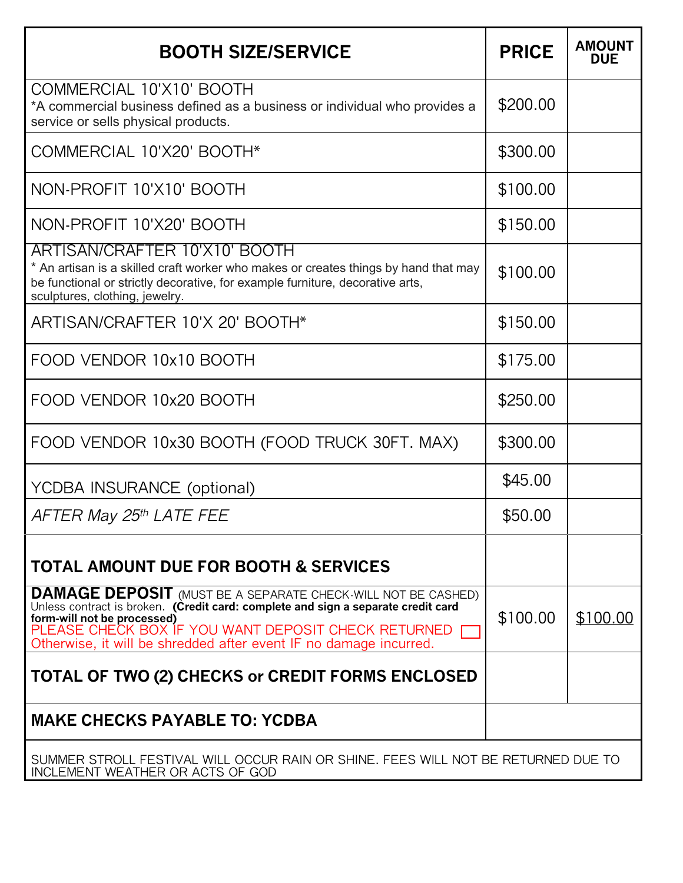| BOOTH SIZE/SERVICE | PRICE | AMOUNT DUE |
|---|---|---|
| COMMERCIAL 10'X10' BOOTH<br>*A commercial business defined as a business or individual who provides a service or sells physical products. | $200.00 | |
| COMMERCIAL 10'X20' BOOTH* | $300.00 | |
| NON-PROFIT 10'X10' BOOTH | $100.00 | |
| NON-PROFIT 10'X20' BOOTH | $150.00 | |
| ARTISAN/CRAFTER 10'X10' BOOTH<br>* An artisan is a skilled craft worker who makes or creates things by hand that may be functional or strictly decorative, for example furniture, decorative arts, sculptures, clothing, jewelry. | $100.00 | |
| ARTISAN/CRAFTER 10'X 20' BOOTH* | $150.00 | |
| FOOD VENDOR 10x10 BOOTH | $175.00 | |
| FOOD VENDOR 10x20 BOOTH | $250.00 | |
| FOOD VENDOR 10x30 BOOTH (FOOD TRUCK 30FT. MAX) | $300.00 | |
| YCDBA INSURANCE (optional) | $45.00 | |
| *AFTER May 25th LATE FEE* | $50.00 | |
| **TOTAL AMOUNT DUE FOR BOOTH & SERVICES** | | |
| **DAMAGE DEPOSIT** (MUST BE A SEPARATE CHECK-WILL NOT BE CASHED) Unless contract is broken. **(Credit card: complete and sign a separate credit card form-will not be processed)**<br>PLEASE CHECK BOX IF YOU WANT DEPOSIT CHECK RETURNED ☐<br>Otherwise, it will be shredded after event IF no damage incurred. | $100.00 | $100.00 |
| **TOTAL OF TWO (2) CHECKS or CREDIT FORMS ENCLOSED** | | |
| **MAKE CHECKS PAYABLE TO: YCDBA** | | |

SUMMER STROLL FESTIVAL WILL OCCUR RAIN OR SHINE. FEES WILL NOT BE RETURNED DUE TO INCLEMENT WEATHER OR ACTS OF GOD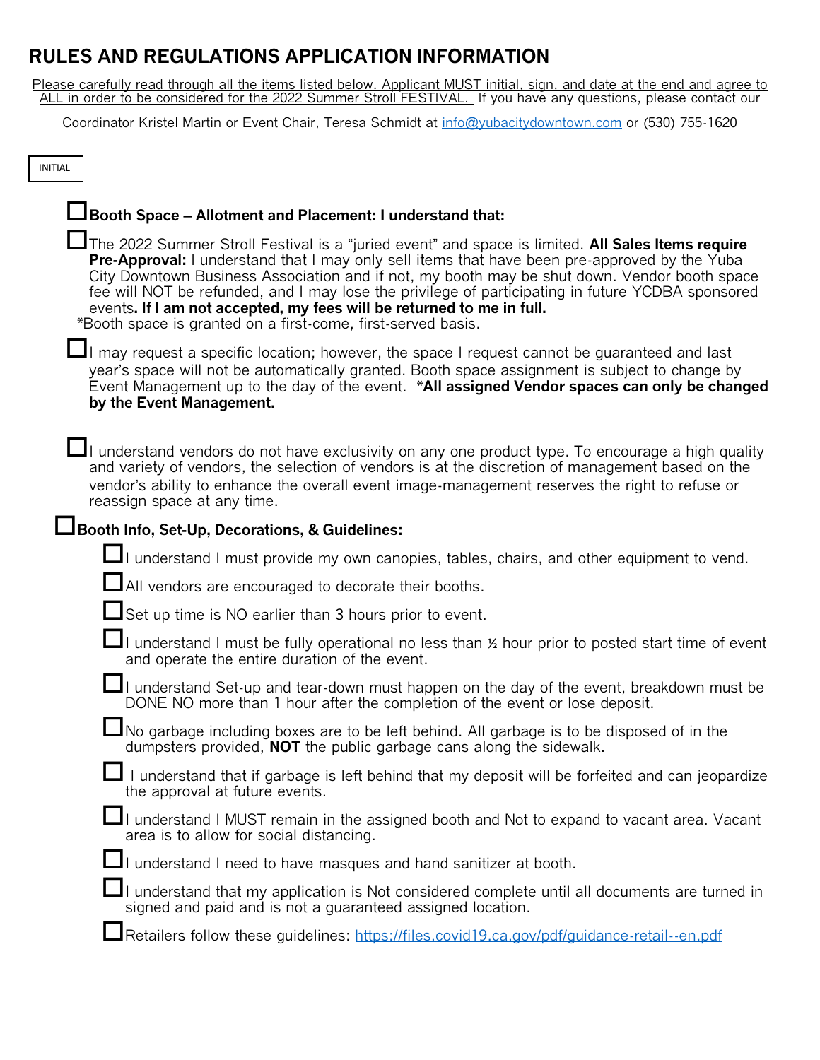# RULES AND REGULATIONS APPLICATION INFORMATION

Please carefully read through all the items listed below. Applicant MUST initial, sign, and date at the end and agree to ALL in order to be considered for the 2022 Summer Stroll FESTIVAL. If you have any questions, please contact our Coordinator Kristel Martin or Event Chair, Teresa Schmidt at info@yubacitydowntown.com or (530) 755-1620

INITIAL

- ☐ **Booth Space – Allotment and Placement: I understand that:**
  - ☐ The 2022 Summer Stroll Festival is a "juried event" and space is limited. **All Sales Items require Pre-Approval:** I understand that I may only sell items that have been pre-approved by the Yuba City Downtown Business Association and if not, my booth may be shut down. Vendor booth space fee will NOT be refunded, and I may lose the privilege of participating in future YCDBA sponsored events**. If I am not accepted, my fees will be returned to me in full.**
    *Booth space is granted on a first-come, first-served basis.
  - ☐ I may request a specific location; however, the space I request cannot be guaranteed and last year's space will not be automatically granted. Booth space assignment is subject to change by Event Management up to the day of the event. ***All assigned Vendor spaces can only be changed by the Event Management.**
  - ☐ I understand vendors do not have exclusivity on any one product type. To encourage a high quality and variety of vendors, the selection of vendors is at the discretion of management based on the vendor's ability to enhance the overall event image-management reserves the right to refuse or reassign space at any time.
- ☐ **Booth Info, Set-Up, Decorations, & Guidelines:**
  - ☐ I understand I must provide my own canopies, tables, chairs, and other equipment to vend.
  - ☐ All vendors are encouraged to decorate their booths.
  - ☐ Set up time is NO earlier than 3 hours prior to event.
  - ☐ I understand I must be fully operational no less than ½ hour prior to posted start time of event and operate the entire duration of the event.
  - ☐ I understand Set-up and tear-down must happen on the day of the event, breakdown must be DONE NO more than 1 hour after the completion of the event or lose deposit.
  - ☐ No garbage including boxes are to be left behind. All garbage is to be disposed of in the dumpsters provided, **NOT** the public garbage cans along the sidewalk.
  - ☐ I understand that if garbage is left behind that my deposit will be forfeited and can jeopardize the approval at future events.
  - ☐ I understand I MUST remain in the assigned booth and Not to expand to vacant area. Vacant area is to allow for social distancing.
  - ☐ I understand I need to have masques and hand sanitizer at booth.
  - ☐ I understand that my application is Not considered complete until all documents are turned in signed and paid and is not a guaranteed assigned location.
  - ☐ Retailers follow these guidelines: https://files.covid19.ca.gov/pdf/guidance-retail--en.pdf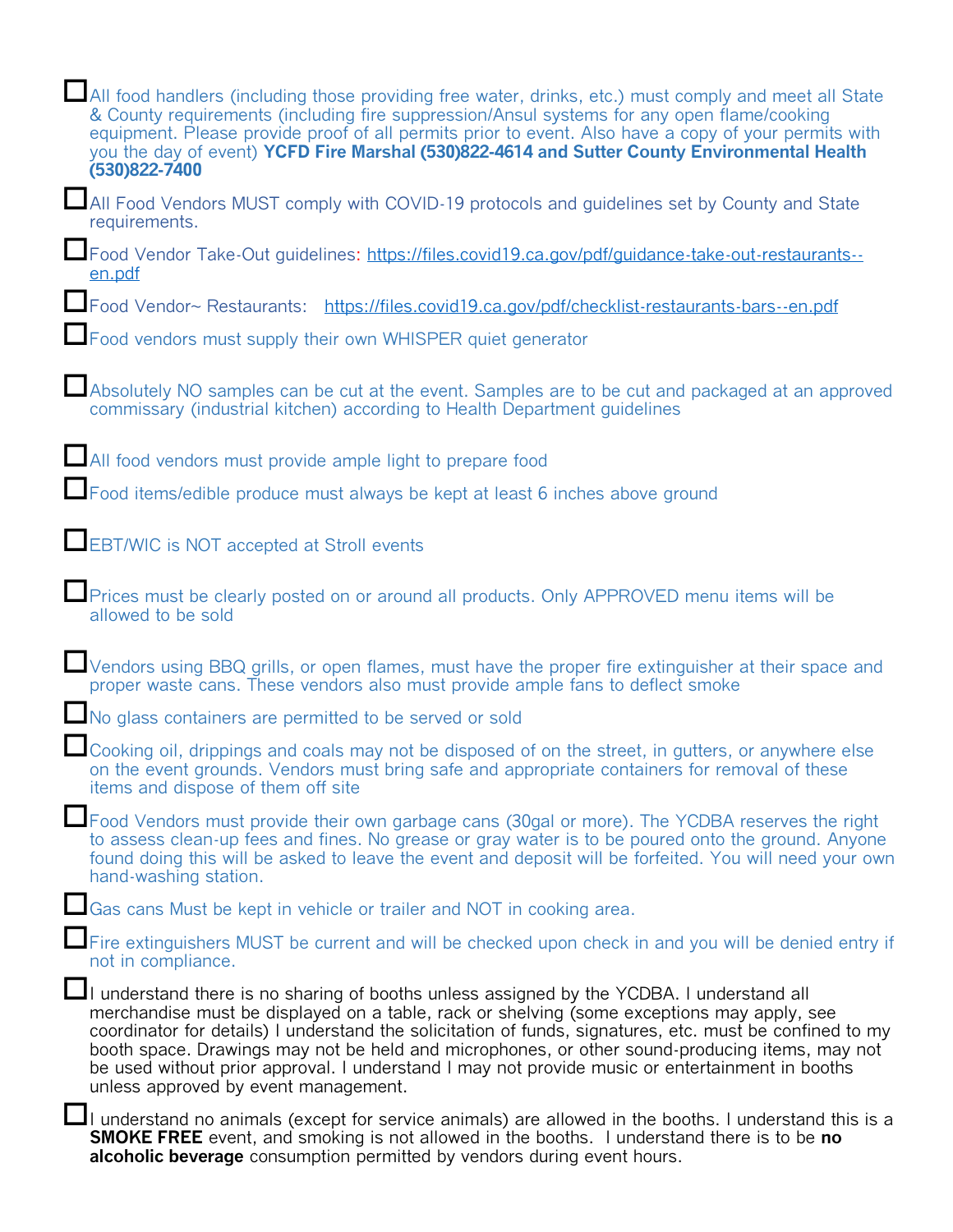- [ ] All food handlers (including those providing free water, drinks, etc.) must comply and meet all State & County requirements (including fire suppression/Ansul systems for any open flame/cooking equipment. Please provide proof of all permits prior to event. Also have a copy of your permits with you the day of event) **YCFD Fire Marshal (530)822-4614 and Sutter County Environmental Health (530)822-7400**

- [ ] All Food Vendors MUST comply with COVID-19 protocols and guidelines set by County and State requirements.

- [ ] Food Vendor Take-Out guidelines: https://files.covid19.ca.gov/pdf/guidance-take-out-restaurants--en.pdf

- [ ] Food Vendor~ Restaurants: https://files.covid19.ca.gov/pdf/checklist-restaurants-bars--en.pdf

- [ ] Food vendors must supply their own WHISPER quiet generator

- [ ] Absolutely NO samples can be cut at the event. Samples are to be cut and packaged at an approved commissary (industrial kitchen) according to Health Department guidelines

- [ ] All food vendors must provide ample light to prepare food

- [ ] Food items/edible produce must always be kept at least 6 inches above ground

- [ ] EBT/WIC is NOT accepted at Stroll events

- [ ] Prices must be clearly posted on or around all products. Only APPROVED menu items will be allowed to be sold

- [ ] Vendors using BBQ grills, or open flames, must have the proper fire extinguisher at their space and proper waste cans. These vendors also must provide ample fans to deflect smoke

- [ ] No glass containers are permitted to be served or sold

- [ ] Cooking oil, drippings and coals may not be disposed of on the street, in gutters, or anywhere else on the event grounds. Vendors must bring safe and appropriate containers for removal of these items and dispose of them off site

- [ ] Food Vendors must provide their own garbage cans (30gal or more). The YCDBA reserves the right to assess clean-up fees and fines. No grease or gray water is to be poured onto the ground. Anyone found doing this will be asked to leave the event and deposit will be forfeited. You will need your own hand-washing station.

- [ ] Gas cans Must be kept in vehicle or trailer and NOT in cooking area.

- [ ] Fire extinguishers MUST be current and will be checked upon check in and you will be denied entry if not in compliance.

- [ ] I understand there is no sharing of booths unless assigned by the YCDBA. I understand all merchandise must be displayed on a table, rack or shelving (some exceptions may apply, see coordinator for details) I understand the solicitation of funds, signatures, etc. must be confined to my booth space. Drawings may not be held and microphones, or other sound-producing items, may not be used without prior approval. I understand I may not provide music or entertainment in booths unless approved by event management.

- [ ] I understand no animals (except for service animals) are allowed in the booths. I understand this is a **SMOKE FREE** event, and smoking is not allowed in the booths. I understand there is to be **no alcoholic beverage** consumption permitted by vendors during event hours.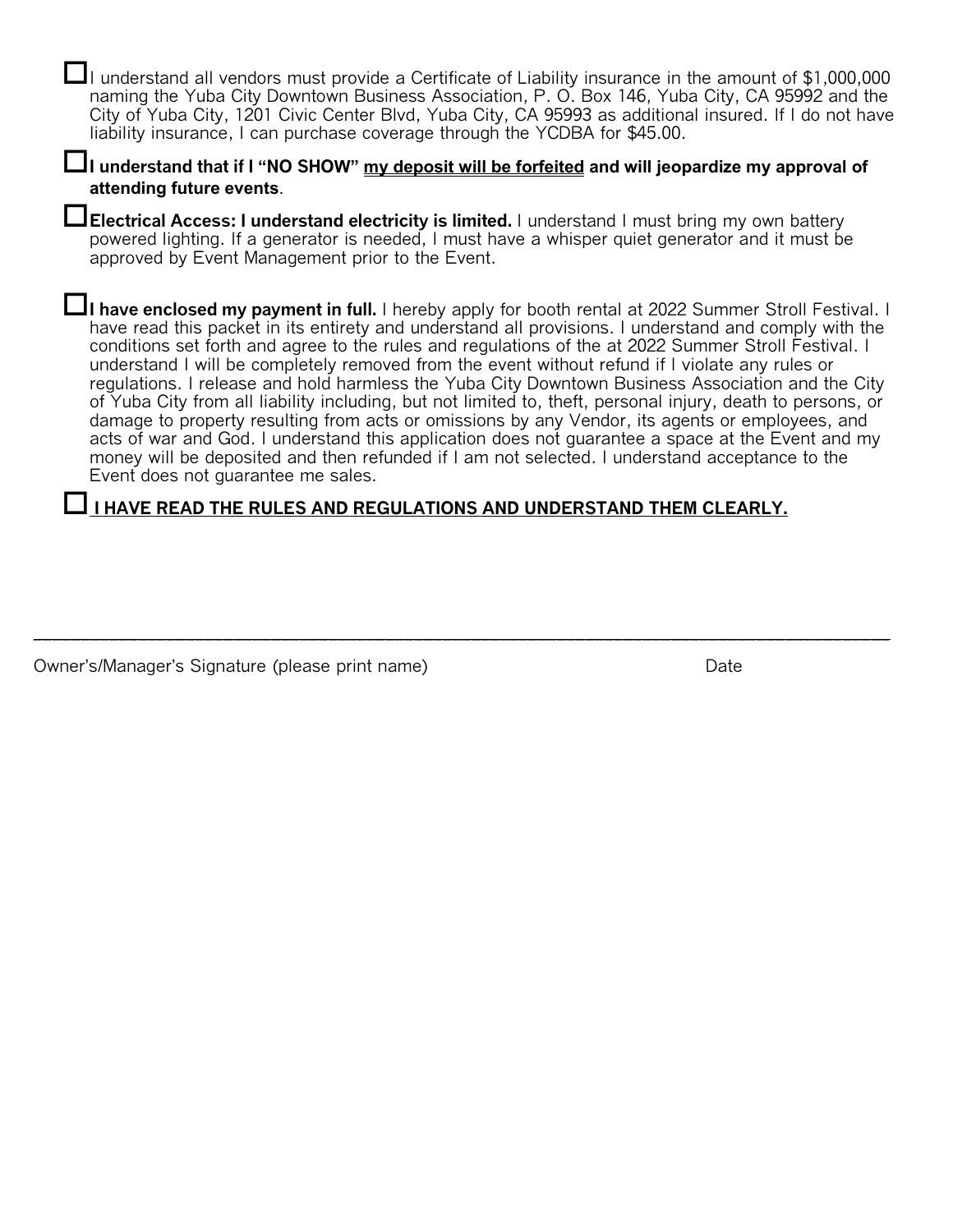☐ I understand all vendors must provide a Certificate of Liability insurance in the amount of $1,000,000 naming the Yuba City Downtown Business Association, P. O. Box 146, Yuba City, CA 95992 and the City of Yuba City, 1201 Civic Center Blvd, Yuba City, CA 95993 as additional insured. If I do not have liability insurance, I can purchase coverage through the YCDBA for $45.00.

☐ **I understand that if I "NO SHOW" <u>my deposit will be forfeited</u> and will jeopardize my approval of attending future events**.

☐ **Electrical Access: I understand electricity is limited.** I understand I must bring my own battery powered lighting. If a generator is needed, I must have a whisper quiet generator and it must be approved by Event Management prior to the Event.

☐ **I have enclosed my payment in full.** I hereby apply for booth rental at 2022 Summer Stroll Festival. I have read this packet in its entirety and understand all provisions. I understand and comply with the conditions set forth and agree to the rules and regulations of the at 2022 Summer Stroll Festival. I understand I will be completely removed from the event without refund if I violate any rules or regulations. I release and hold harmless the Yuba City Downtown Business Association and the City of Yuba City from all liability including, but not limited to, theft, personal injury, death to persons, or damage to property resulting from acts or omissions by any Vendor, its agents or employees, and acts of war and God. I understand this application does not guarantee a space at the Event and my money will be deposited and then refunded if I am not selected. I understand acceptance to the Event does not guarantee me sales.

☐ **<u>I HAVE READ THE RULES AND REGULATIONS AND UNDERSTAND THEM CLEARLY.</u>**

_______________________________________________________________________________

Owner's/Manager's Signature (please print name) Date